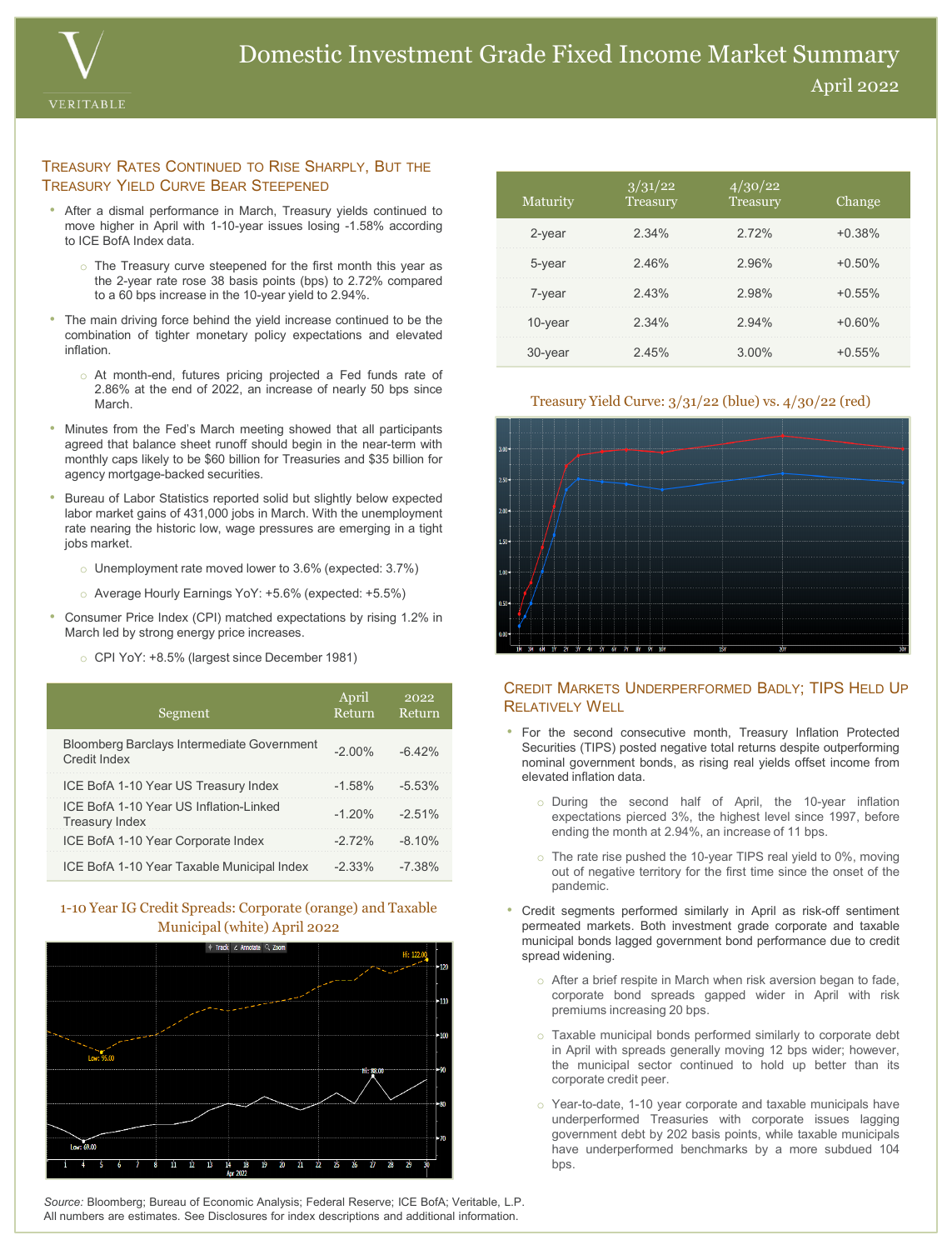# Domestic Investment Grade Fixed Income Market Summary

April 2022

## Treasury Rates Continued to Rise Sharply, But the Treasury Yield Curve Bear Steepened

- After a dismal performance in March, Treasury yields continued to move higher in April with 1-10-year issues losing -1.58% according to ICE BofA Index data.
  - The Treasury curve steepened for the first month this year as the 2-year rate rose 38 basis points (bps) to 2.72% compared to a 60 bps increase in the 10-year yield to 2.94%.
- The main driving force behind the yield increase continued to be the combination of tighter monetary policy expectations and elevated inflation.
  - At month-end, futures pricing projected a Fed funds rate of 2.86% at the end of 2022, an increase of nearly 50 bps since March.
- Minutes from the Fed's March meeting showed that all participants agreed that balance sheet runoff should begin in the near-term with monthly caps likely to be $60 billion for Treasuries and $35 billion for agency mortgage-backed securities.
- Bureau of Labor Statistics reported solid but slightly below expected labor market gains of 431,000 jobs in March. With the unemployment rate nearing the historic low, wage pressures are emerging in a tight jobs market.
  - Unemployment rate moved lower to 3.6% (expected: 3.7%)
  - Average Hourly Earnings YoY: +5.6% (expected: +5.5%)
- Consumer Price Index (CPI) matched expectations by rising 1.2% in March led by strong energy price increases.
  - CPI YoY: +8.5% (largest since December 1981)

| Segment | April Return | 2022 Return |
|---|---|---|
| Bloomberg Barclays Intermediate Government Credit Index | -2.00% | -6.42% |
| ICE BofA 1-10 Year US Treasury Index | -1.58% | -5.53% |
| ICE BofA 1-10 Year US Inflation-Linked Treasury Index | -1.20% | -2.51% |
| ICE BofA 1-10 Year Corporate Index | -2.72% | -8.10% |
| ICE BofA 1-10 Year Taxable Municipal Index | -2.33% | -7.38% |

1-10 Year IG Credit Spreads: Corporate (orange) and Taxable Municipal (white) April 2022

| Maturity | 3/31/22 Treasury | 4/30/22 Treasury | Change |
|---|---|---|---|
| 2-year | 2.34% | 2.72% | +0.38% |
| 5-year | 2.46% | 2.96% | +0.50% |
| 7-year | 2.43% | 2.98% | +0.55% |
| 10-year | 2.34% | 2.94% | +0.60% |
| 30-year | 2.45% | 3.00% | +0.55% |

Treasury Yield Curve: 3/31/22 (blue) vs. 4/30/22 (red)

## Credit Markets Underperformed Badly; TIPS Held Up Relatively Well

- For the second consecutive month, Treasury Inflation Protected Securities (TIPS) posted negative total returns despite outperforming nominal government bonds, as rising real yields offset income from elevated inflation data.
  - During the second half of April, the 10-year inflation expectations pierced 3%, the highest level since 1997, before ending the month at 2.94%, an increase of 11 bps.
  - The rate rise pushed the 10-year TIPS real yield to 0%, moving out of negative territory for the first time since the onset of the pandemic.
- Credit segments performed similarly in April as risk-off sentiment permeated markets. Both investment grade corporate and taxable municipal bonds lagged government bond performance due to credit spread widening.
  - After a brief respite in March when risk aversion began to fade, corporate bond spreads gapped wider in April with risk premiums increasing 20 bps.
  - Taxable municipal bonds performed similarly to corporate debt in April with spreads generally moving 12 bps wider; however, the municipal sector continued to hold up better than its corporate credit peer.
  - Year-to-date, 1-10 year corporate and taxable municipals have underperformed Treasuries with corporate issues lagging government debt by 202 basis points, while taxable municipals have underperformed benchmarks by a more subdued 104 bps.

*Source:* Bloomberg; Bureau of Economic Analysis; Federal Reserve; ICE BofA; Veritable, L.P.
All numbers are estimates. See Disclosures for index descriptions and additional information.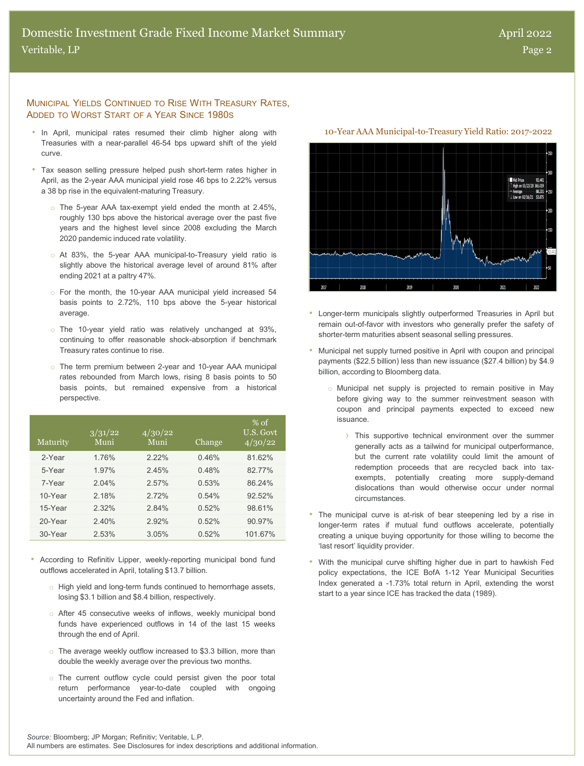## Municipal Yields Continued to Rise With Treasury Rates, Added to Worst Start of a Year Since 1980s

- In April, municipal rates resumed their climb higher along with Treasuries with a near-parallel 46-54 bps upward shift of the yield curve.
- Tax season selling pressure helped push short-term rates higher in April, as the 2-year AAA municipal yield rose 46 bps to 2.22% versus a 38 bp rise in the equivalent-maturing Treasury.
    - The 5-year AAA tax-exempt yield ended the month at 2.45%, roughly 130 bps above the historical average over the past five years and the highest level since 2008 excluding the March 2020 pandemic induced rate volatility.
    - At 83%, the 5-year AAA municipal-to-Treasury yield ratio is slightly above the historical average level of around 81% after ending 2021 at a paltry 47%.
    - For the month, the 10-year AAA municipal yield increased 54 basis points to 2.72%, 110 bps above the 5-year historical average.
    - The 10-year yield ratio was relatively unchanged at 93%, continuing to offer reasonable shock-absorption if benchmark Treasury rates continue to rise.
    - The term premium between 2-year and 10-year AAA municipal rates rebounded from March lows, rising 8 basis points to 50 basis points, but remained expensive from a historical perspective.

| Maturity | 3/31/22 Muni | 4/30/22 Muni | Change | % of U.S. Govt 4/30/22 |
|---|---|---|---|---|
| 2-Year | 1.76% | 2.22% | 0.46% | 81.62% |
| 5-Year | 1.97% | 2.45% | 0.48% | 82.77% |
| 7-Year | 2.04% | 2.57% | 0.53% | 86.24% |
| 10-Year | 2.18% | 2.72% | 0.54% | 92.52% |
| 15-Year | 2.32% | 2.84% | 0.52% | 98.61% |
| 20-Year | 2.40% | 2.92% | 0.52% | 90.97% |
| 30-Year | 2.53% | 3.05% | 0.52% | 101.67% |

- According to Refinitiv Lipper, weekly-reporting municipal bond fund outflows accelerated in April, totaling $13.7 billion.
    - High yield and long-term funds continued to hemorrhage assets, losing $3.1 billion and $8.4 billion, respectively.
    - After 45 consecutive weeks of inflows, weekly municipal bond funds have experienced outflows in 14 of the last 15 weeks through the end of April.
    - The average weekly outflow increased to $3.3 billion, more than double the weekly average over the previous two months.
    - The current outflow cycle could persist given the poor total return performance year-to-date coupled with ongoing uncertainty around the Fed and inflation.

10-Year AAA Municipal-to-Treasury Yield Ratio: 2017-2022

- Longer-term municipals slightly outperformed Treasuries in April but remain out-of-favor with investors who generally prefer the safety of shorter-term maturities absent seasonal selling pressures.
- Municipal net supply turned positive in April with coupon and principal payments ($22.5 billion) less than new issuance ($27.4 billion) by $4.9 billion, according to Bloomberg data.
    - Municipal net supply is projected to remain positive in May before giving way to the summer reinvestment season with coupon and principal payments expected to exceed new issuance.
        - This supportive technical environment over the summer generally acts as a tailwind for municipal outperformance, but the current rate volatility could limit the amount of redemption proceeds that are recycled back into tax-exempts, potentially creating more supply-demand dislocations than would otherwise occur under normal circumstances.
- The municipal curve is at-risk of bear steepening led by a rise in longer-term rates if mutual fund outflows accelerate, potentially creating a unique buying opportunity for those willing to become the 'last resort' liquidity provider.
- With the municipal curve shifting higher due in part to hawkish Fed policy expectations, the ICE BofA 1-12 Year Municipal Securities Index generated a -1.73% total return in April, extending the worst start to a year since ICE has tracked the data (1989).

*Source:* Bloomberg; JP Morgan; Refinitiv; Veritable, L.P.
All numbers are estimates. See Disclosures for index descriptions and additional information.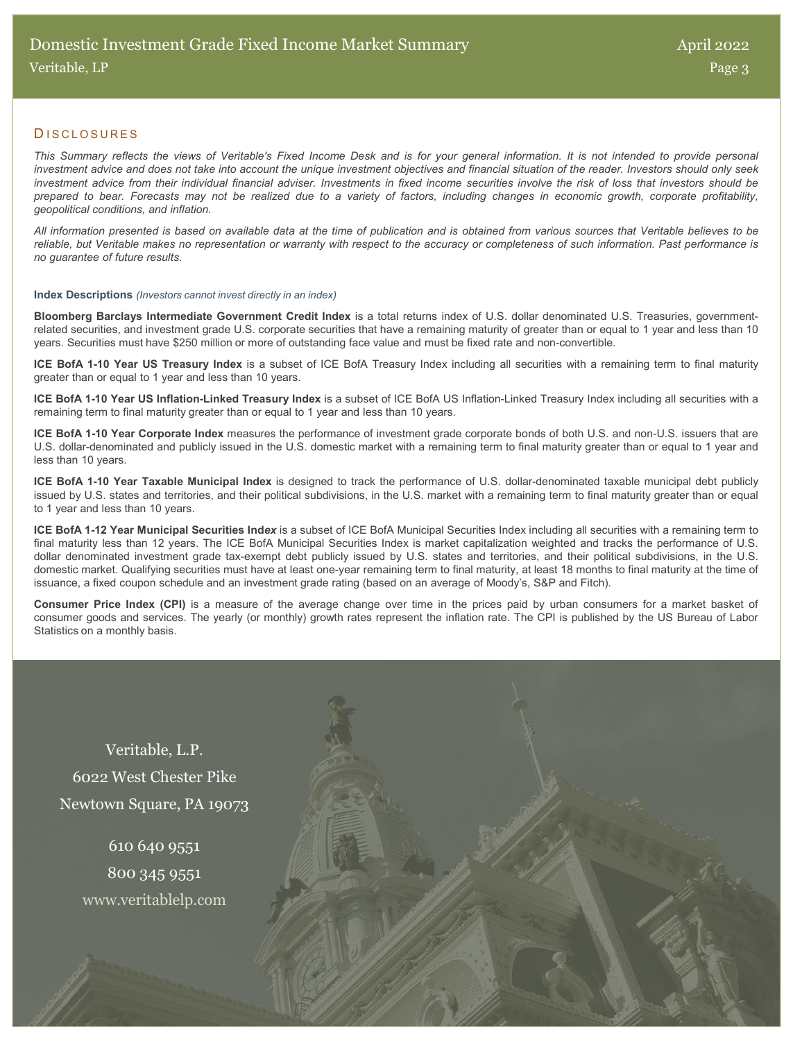## Disclosures

*This Summary reflects the views of Veritable's Fixed Income Desk and is for your general information. It is not intended to provide personal investment advice and does not take into account the unique investment objectives and financial situation of the reader. Investors should only seek investment advice from their individual financial adviser. Investments in fixed income securities involve the risk of loss that investors should be prepared to bear. Forecasts may not be realized due to a variety of factors, including changes in economic growth, corporate profitability, geopolitical conditions, and inflation.*

*All information presented is based on available data at the time of publication and is obtained from various sources that Veritable believes to be reliable, but Veritable makes no representation or warranty with respect to the accuracy or completeness of such information. Past performance is no guarantee of future results.*

**Index Descriptions** *(Investors cannot invest directly in an index)*

**Bloomberg Barclays Intermediate Government Credit Index** is a total returns index of U.S. dollar denominated U.S. Treasuries, government-related securities, and investment grade U.S. corporate securities that have a remaining maturity of greater than or equal to 1 year and less than 10 years. Securities must have $250 million or more of outstanding face value and must be fixed rate and non-convertible.

**ICE BofA 1-10 Year US Treasury Index** is a subset of ICE BofA Treasury Index including all securities with a remaining term to final maturity greater than or equal to 1 year and less than 10 years.

**ICE BofA 1-10 Year US Inflation-Linked Treasury Index** is a subset of ICE BofA US Inflation-Linked Treasury Index including all securities with a remaining term to final maturity greater than or equal to 1 year and less than 10 years.

**ICE BofA 1-10 Year Corporate Index** measures the performance of investment grade corporate bonds of both U.S. and non-U.S. issuers that are U.S. dollar-denominated and publicly issued in the U.S. domestic market with a remaining term to final maturity greater than or equal to 1 year and less than 10 years.

**ICE BofA 1-10 Year Taxable Municipal Index** is designed to track the performance of U.S. dollar-denominated taxable municipal debt publicly issued by U.S. states and territories, and their political subdivisions, in the U.S. market with a remaining term to final maturity greater than or equal to 1 year and less than 10 years.

**ICE BofA 1-12 Year Municipal Securities Index** is a subset of ICE BofA Municipal Securities Index including all securities with a remaining term to final maturity less than 12 years. The ICE BofA Municipal Securities Index is market capitalization weighted and tracks the performance of U.S. dollar denominated investment grade tax-exempt debt publicly issued by U.S. states and territories, and their political subdivisions, in the U.S. domestic market. Qualifying securities must have at least one-year remaining term to final maturity, at least 18 months to final maturity at the time of issuance, a fixed coupon schedule and an investment grade rating (based on an average of Moody's, S&P and Fitch).

**Consumer Price Index (CPI)** is a measure of the average change over time in the prices paid by urban consumers for a market basket of consumer goods and services. The yearly (or monthly) growth rates represent the inflation rate. The CPI is published by the US Bureau of Labor Statistics on a monthly basis.

Veritable, L.P.
6022 West Chester Pike
Newtown Square, PA 19073

610 640 9551
800 345 9551
www.veritablelp.com